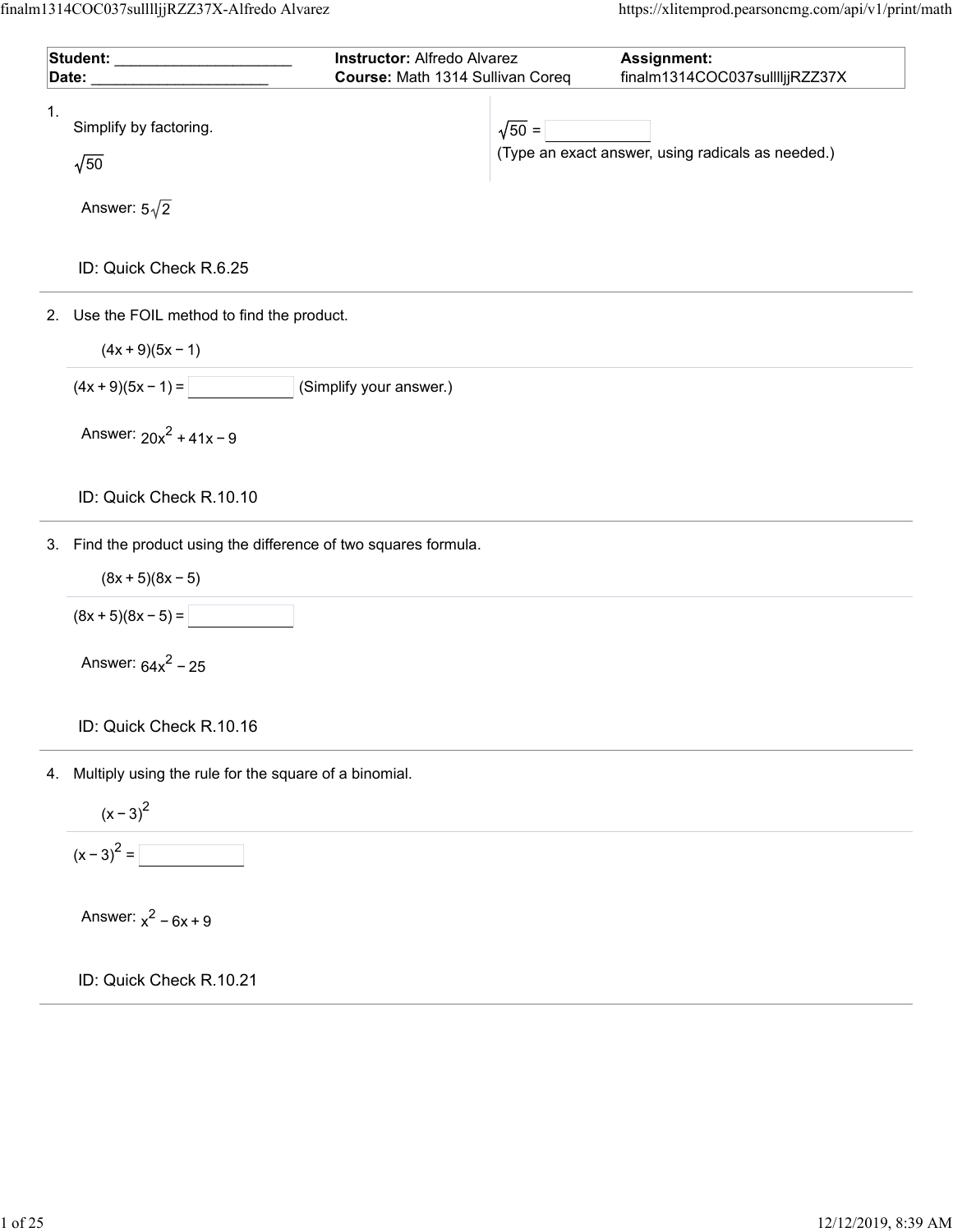| **Student:** ____________________ | **Instructor:** Alfredo Alvarez | **Assignment:** |
|---|---|---|
| **Date:** ____________________ | **Course:** Math 1314 Sullivan Coreq | finalm1314COC037sullllljjRZZ37X |

1. Simplify by factoring.

   $\sqrt{50}$

   $\sqrt{50}$ = ____________

   (Type an exact answer, using radicals as needed.)

   Answer: $5\sqrt{2}$

   ID: Quick Check R.6.25

---

2. Use the FOIL method to find the product.

   $(4x + 9)(5x - 1)$

   $(4x + 9)(5x - 1) =$ ____________ (Simplify your answer.)

   Answer: $20x^2 + 41x - 9$

   ID: Quick Check R.10.10

---

3. Find the product using the difference of two squares formula.

   $(8x + 5)(8x - 5)$

   $(8x + 5)(8x - 5) =$ ____________

   Answer: $64x^2 - 25$

   ID: Quick Check R.10.16

---

4. Multiply using the rule for the square of a binomial.

   $(x - 3)^2$

   $(x - 3)^2 =$ ____________

   Answer: $x^2 - 6x + 9$

   ID: Quick Check R.10.21

---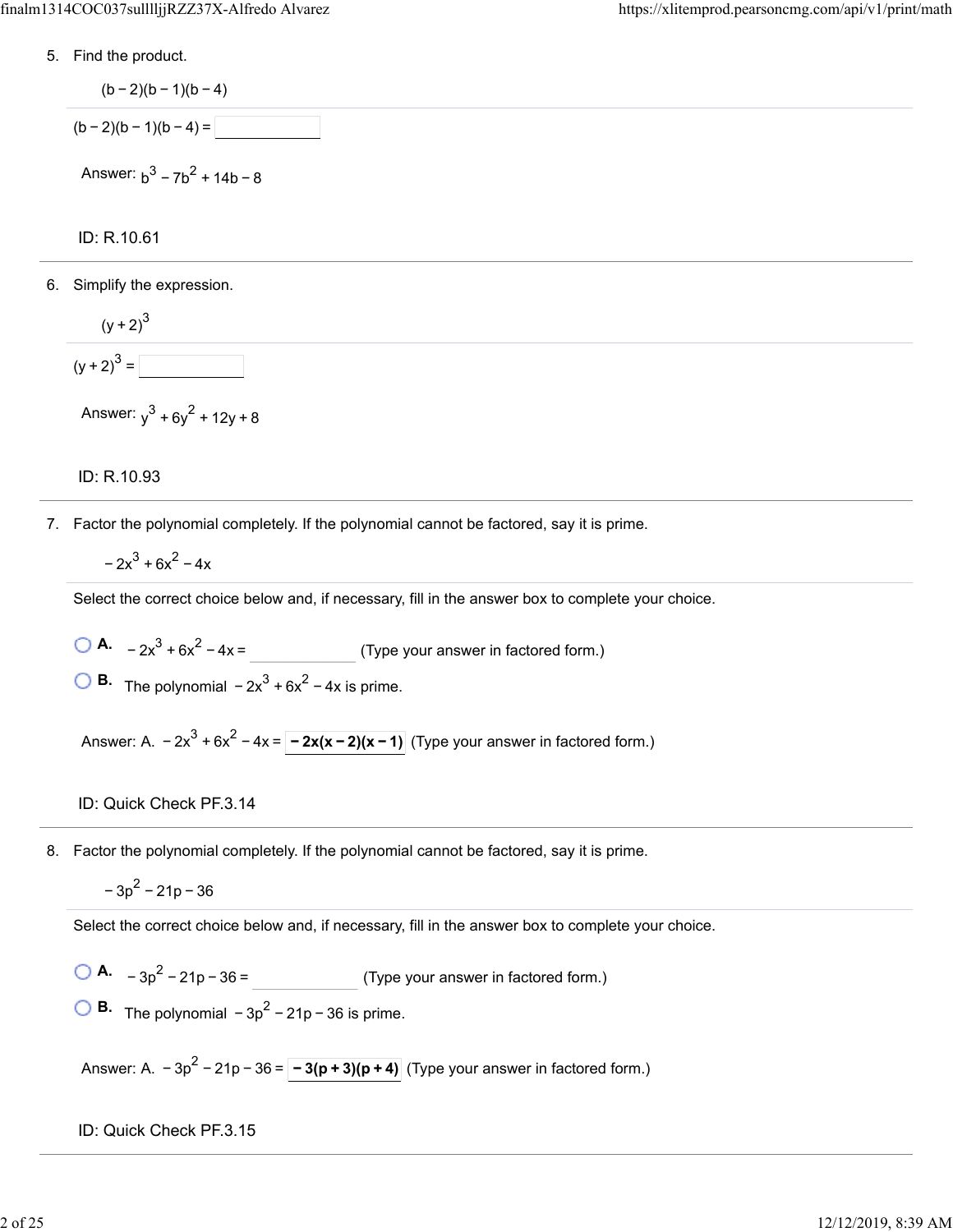5. Find the product.

$$(b-2)(b-1)(b-4)$$

$(b-2)(b-1)(b-4) =$ ______

Answer: $b^3 - 7b^2 + 14b - 8$

ID: R.10.61

---

6. Simplify the expression.

$$(y+2)^3$$

$(y+2)^3 =$ ______

Answer: $y^3 + 6y^2 + 12y + 8$

ID: R.10.93

---

7. Factor the polynomial completely. If the polynomial cannot be factored, say it is prime.

$$-2x^3 + 6x^2 - 4x$$

Select the correct choice below and, if necessary, fill in the answer box to complete your choice.

- **A.** $-2x^3 + 6x^2 - 4x =$ ______ (Type your answer in factored form.)
- **B.** The polynomial $-2x^3 + 6x^2 - 4x$ is prime.

Answer: A. $-2x^3 + 6x^2 - 4x =$ $\mathbf{-2x(x-2)(x-1)}$ (Type your answer in factored form.)

ID: Quick Check PF.3.14

---

8. Factor the polynomial completely. If the polynomial cannot be factored, say it is prime.

$$-3p^2 - 21p - 36$$

Select the correct choice below and, if necessary, fill in the answer box to complete your choice.

- **A.** $-3p^2 - 21p - 36 =$ ______ (Type your answer in factored form.)
- **B.** The polynomial $-3p^2 - 21p - 36$ is prime.

Answer: A. $-3p^2 - 21p - 36 =$ $\mathbf{-3(p+3)(p+4)}$ (Type your answer in factored form.)

ID: Quick Check PF.3.15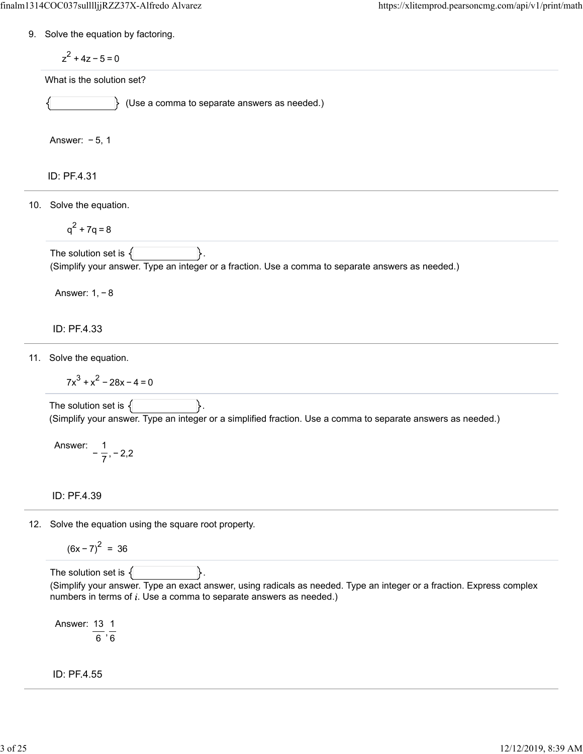9. Solve the equation by factoring.

$$z^2 + 4z - 5 = 0$$

What is the solution set?

{ } (Use a comma to separate answers as needed.)

Answer: $-5, 1$

ID: PF.4.31

---

10. Solve the equation.

$$q^2 + 7q = 8$$

The solution set is { }.
(Simplify your answer. Type an integer or a fraction. Use a comma to separate answers as needed.)

Answer: $1, -8$

ID: PF.4.33

---

11. Solve the equation.

$$7x^3 + x^2 - 28x - 4 = 0$$

The solution set is { }.
(Simplify your answer. Type an integer or a simplified fraction. Use a comma to separate answers as needed.)

Answer: $-\frac{1}{7}, -2, 2$

ID: PF.4.39

---

12. Solve the equation using the square root property.

$$(6x - 7)^2 = 36$$

The solution set is { }.
(Simplify your answer. Type an exact answer, using radicals as needed. Type an integer or a fraction. Express complex numbers in terms of $i$. Use a comma to separate answers as needed.)

Answer: $\frac{13}{6}, \frac{1}{6}$

ID: PF.4.55

---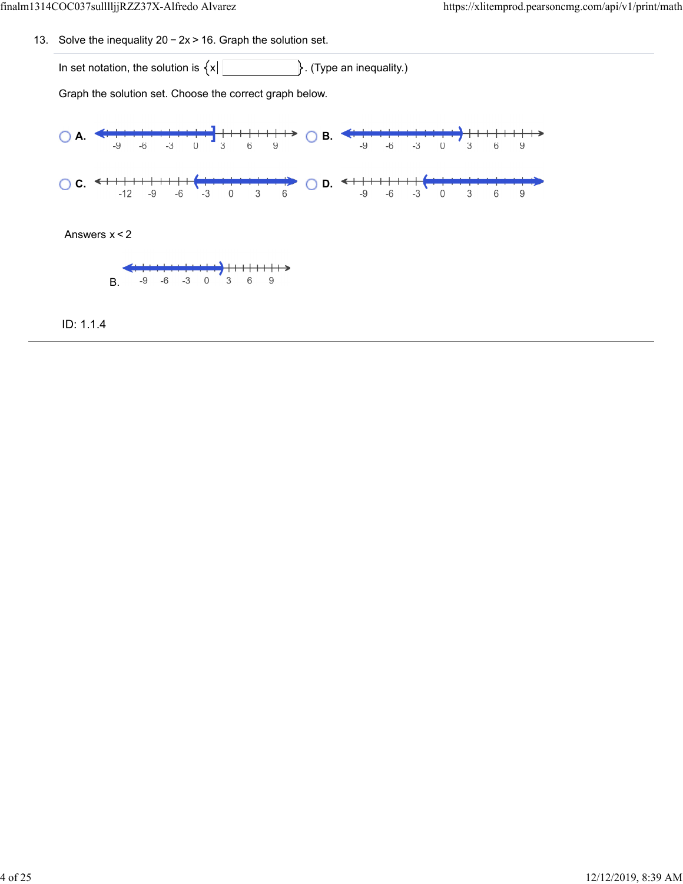13. Solve the inequality $20 - 2x > 16$. Graph the solution set.

In set notation, the solution is $\{x|$ ______ $\}$. (Type an inequality.)

Graph the solution set. Choose the correct graph below.

- A. (number line: -9, -6, -3, 0, 3, 6, 9)
- B. (number line: -9, -6, -3, 0, 3, 6, 9)
- C. (number line: -12, -9, -6, -3, 0, 3, 6)
- D. (number line: -9, -6, -3, 0, 3, 6, 9)

Answers $x < 2$

B. (number line: -9, -6, -3, 0, 3, 6, 9)

ID: 1.1.4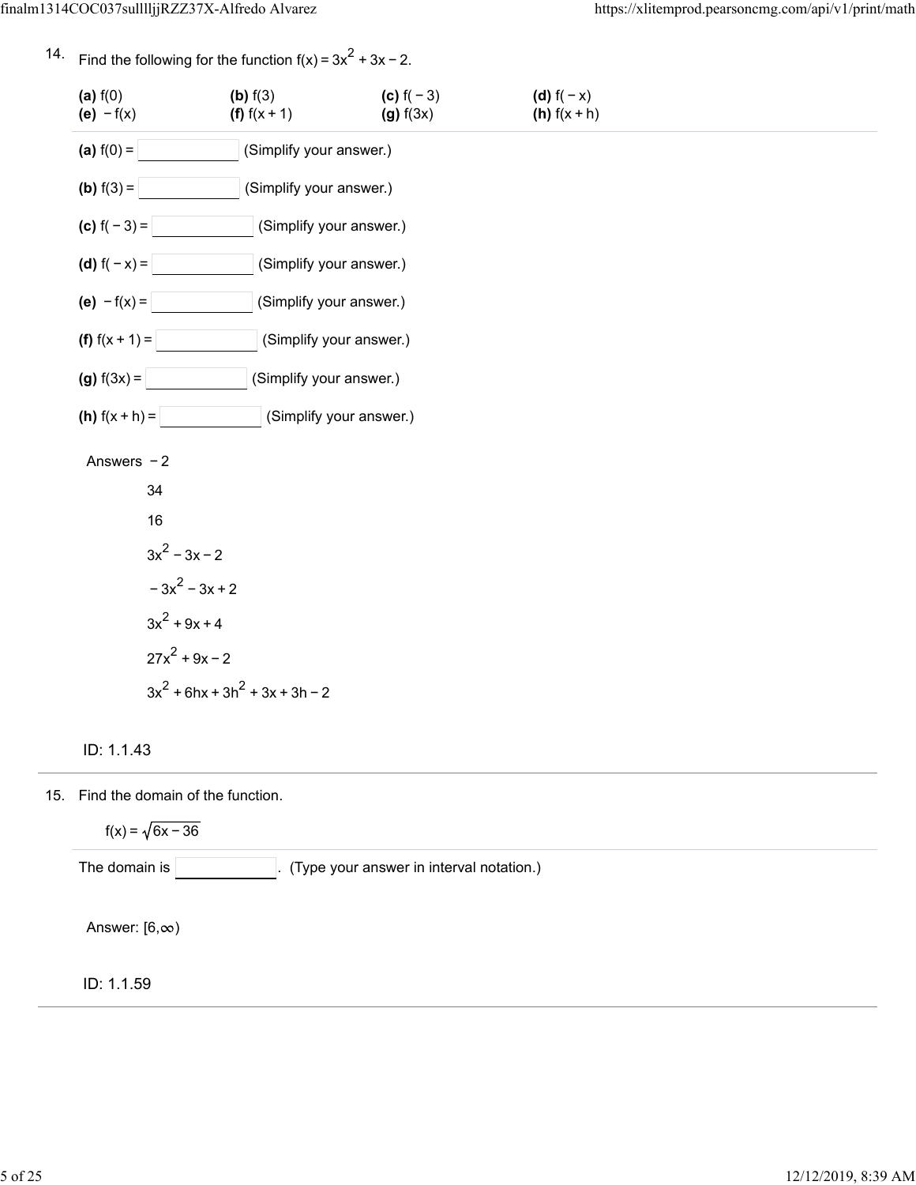14. Find the following for the function $f(x) = 3x^2 + 3x - 2$.

| | | | |
|---|---|---|---|
| **(a)** $f(0)$ | **(b)** $f(3)$ | **(c)** $f(-3)$ | **(d)** $f(-x)$ |
| **(e)** $-f(x)$ | **(f)** $f(x+1)$ | **(g)** $f(3x)$ | **(h)** $f(x+h)$ |

**(a)** $f(0) =$ ______ (Simplify your answer.)

**(b)** $f(3) =$ ______ (Simplify your answer.)

**(c)** $f(-3) =$ ______ (Simplify your answer.)

**(d)** $f(-x) =$ ______ (Simplify your answer.)

**(e)** $-f(x) =$ ______ (Simplify your answer.)

**(f)** $f(x+1) =$ ______ (Simplify your answer.)

**(g)** $f(3x) =$ ______ (Simplify your answer.)

**(h)** $f(x+h) =$ ______ (Simplify your answer.)

Answers $-2$

$34$

$16$

$3x^2 - 3x - 2$

$-3x^2 - 3x + 2$

$3x^2 + 9x + 4$

$27x^2 + 9x - 2$

$3x^2 + 6hx + 3h^2 + 3x + 3h - 2$

ID: 1.1.43

---

15. Find the domain of the function.

$f(x) = \sqrt{6x - 36}$

The domain is ______. (Type your answer in interval notation.)

Answer: $[6,\infty)$

ID: 1.1.59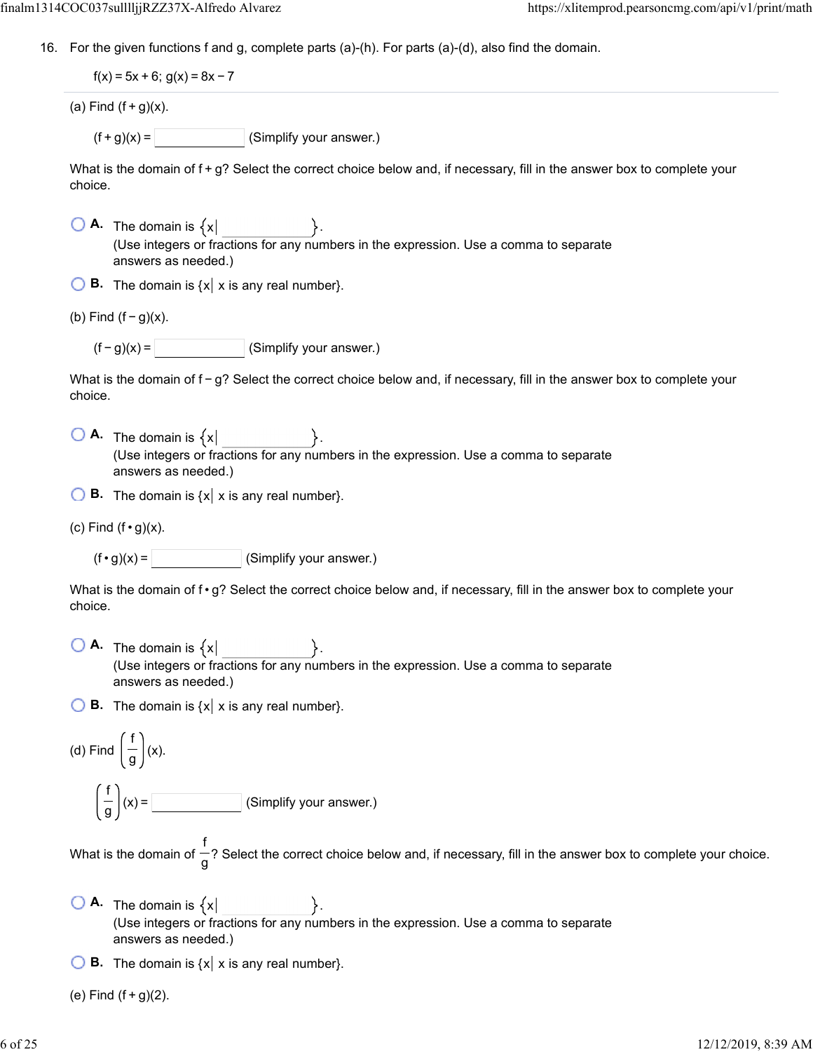16. For the given functions f and g, complete parts (a)-(h). For parts (a)-(d), also find the domain.

$f(x) = 5x + 6$; $g(x) = 8x - 7$

---

(a) Find $(f + g)(x)$.

$(f + g)(x) =$ ______ (Simplify your answer.)

What is the domain of $f + g$? Select the correct choice below and, if necessary, fill in the answer box to complete your choice.

- **A.** The domain is $\{x|$ ______ $\}$.
  (Use integers or fractions for any numbers in the expression. Use a comma to separate answers as needed.)
- **B.** The domain is $\{x|$ x is any real number$\}$.

(b) Find $(f - g)(x)$.

$(f - g)(x) =$ ______ (Simplify your answer.)

What is the domain of $f - g$? Select the correct choice below and, if necessary, fill in the answer box to complete your choice.

- **A.** The domain is $\{x|$ ______ $\}$.
  (Use integers or fractions for any numbers in the expression. Use a comma to separate answers as needed.)
- **B.** The domain is $\{x|$ x is any real number$\}$.

(c) Find $(f \cdot g)(x)$.

$(f \cdot g)(x) =$ ______ (Simplify your answer.)

What is the domain of $f \cdot g$? Select the correct choice below and, if necessary, fill in the answer box to complete your choice.

- **A.** The domain is $\{x|$ ______ $\}$.
  (Use integers or fractions for any numbers in the expression. Use a comma to separate answers as needed.)
- **B.** The domain is $\{x|$ x is any real number$\}$.

(d) Find $\left(\frac{f}{g}\right)(x)$.

$\left(\frac{f}{g}\right)(x) =$ ______ (Simplify your answer.)

What is the domain of $\frac{f}{g}$? Select the correct choice below and, if necessary, fill in the answer box to complete your choice.

- **A.** The domain is $\{x|$ ______ $\}$.
  (Use integers or fractions for any numbers in the expression. Use a comma to separate answers as needed.)
- **B.** The domain is $\{x|$ x is any real number$\}$.

(e) Find $(f + g)(2)$.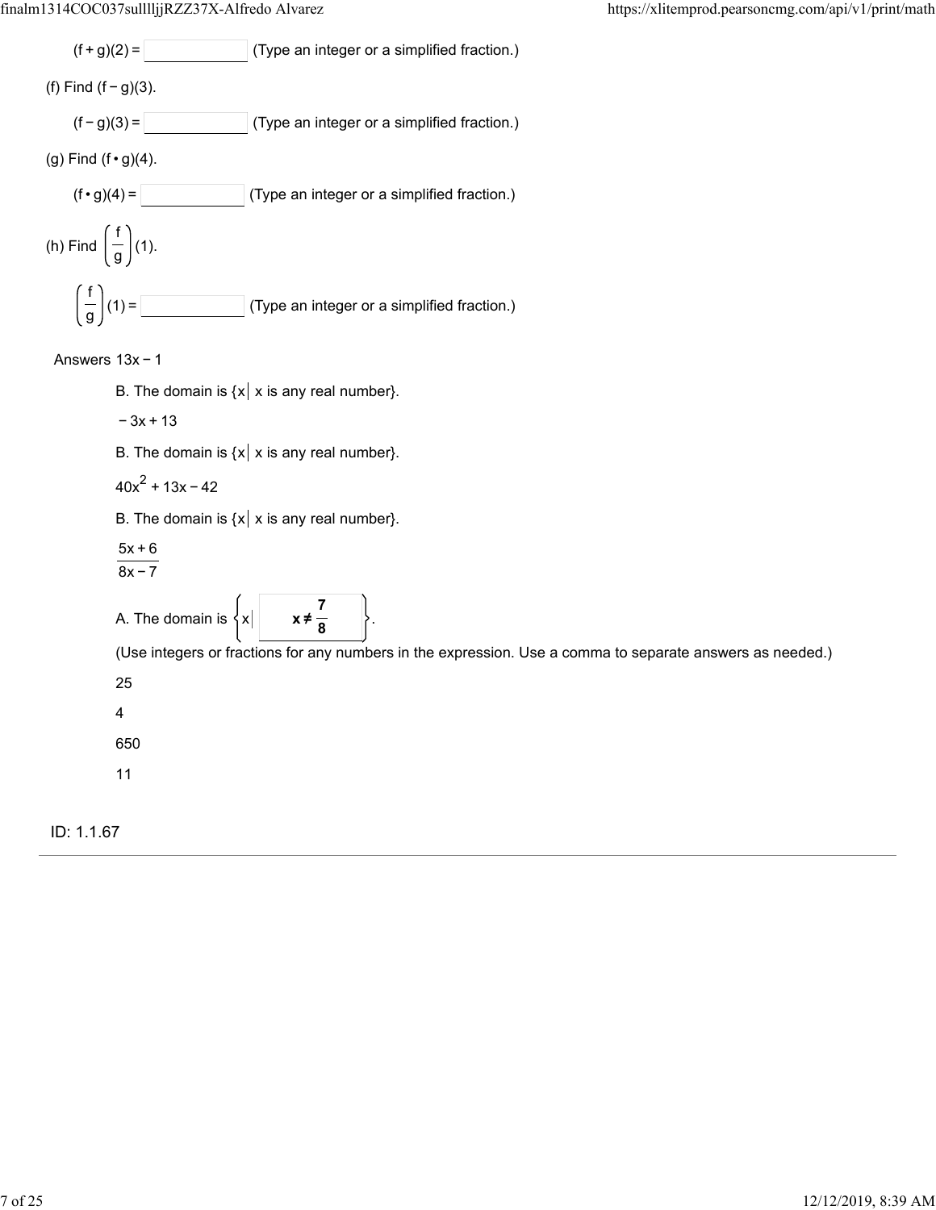$(f + g)(2) =$ \_\_\_\_\_\_\_\_ (Type an integer or a simplified fraction.)

(f) Find $(f - g)(3)$.

$(f - g)(3) =$ \_\_\_\_\_\_\_\_ (Type an integer or a simplified fraction.)

(g) Find $(f \cdot g)(4)$.

$(f \cdot g)(4) =$ \_\_\_\_\_\_\_\_ (Type an integer or a simplified fraction.)

(h) Find $\left(\frac{f}{g}\right)(1)$.

$\left(\frac{f}{g}\right)(1) =$ \_\_\_\_\_\_\_\_ (Type an integer or a simplified fraction.)

Answers $13x - 1$

B. The domain is $\{x \mid x \text{ is any real number}\}$.

$-3x + 13$

B. The domain is $\{x \mid x \text{ is any real number}\}$.

$40x^2 + 13x - 42$

B. The domain is $\{x \mid x \text{ is any real number}\}$.

$\frac{5x + 6}{8x - 7}$

A. The domain is $\left\{x \mid \mathbf{x \neq \frac{7}{8}}\right\}$.

(Use integers or fractions for any numbers in the expression. Use a comma to separate answers as needed.)

25

4

650

11

ID: 1.1.67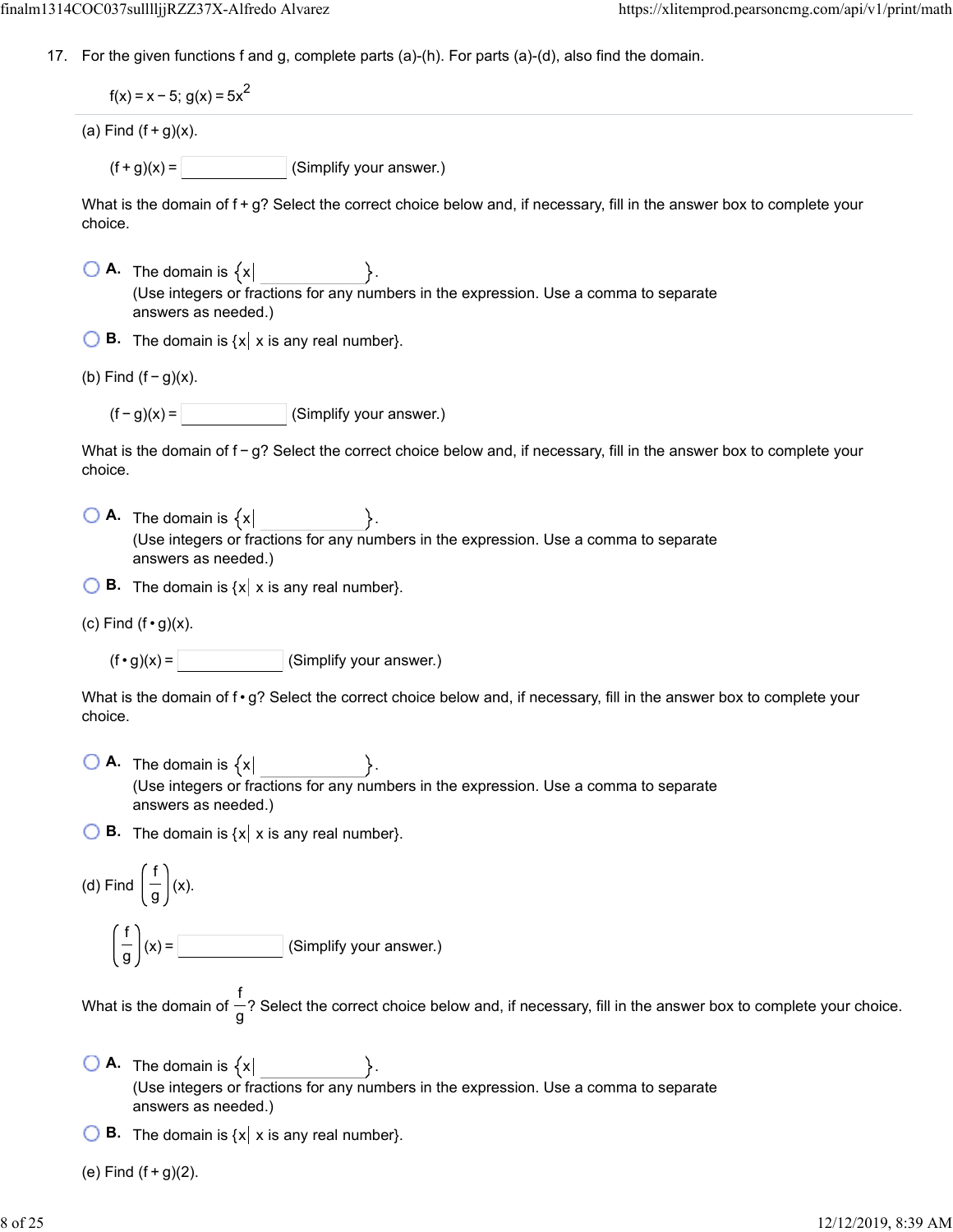17. For the given functions f and g, complete parts (a)-(h). For parts (a)-(d), also find the domain.

$f(x) = x - 5$; $g(x) = 5x^2$

(a) Find $(f + g)(x)$.

$(f + g)(x) =$ \_\_\_\_\_\_\_\_\_\_ (Simplify your answer.)

What is the domain of $f + g$? Select the correct choice below and, if necessary, fill in the answer box to complete your choice.

- **A.** The domain is $\{x |$ \_\_\_\_\_\_\_\_\_\_ $\}$.
  (Use integers or fractions for any numbers in the expression. Use a comma to separate answers as needed.)
- **B.** The domain is $\{x |$ x is any real number$\}$.

(b) Find $(f - g)(x)$.

$(f - g)(x) =$ \_\_\_\_\_\_\_\_\_\_ (Simplify your answer.)

What is the domain of $f - g$? Select the correct choice below and, if necessary, fill in the answer box to complete your choice.

- **A.** The domain is $\{x |$ \_\_\_\_\_\_\_\_\_\_ $\}$.
  (Use integers or fractions for any numbers in the expression. Use a comma to separate answers as needed.)
- **B.** The domain is $\{x |$ x is any real number$\}$.

(c) Find $(f \cdot g)(x)$.

$(f \cdot g)(x) =$ \_\_\_\_\_\_\_\_\_\_ (Simplify your answer.)

What is the domain of $f \cdot g$? Select the correct choice below and, if necessary, fill in the answer box to complete your choice.

- **A.** The domain is $\{x |$ \_\_\_\_\_\_\_\_\_\_ $\}$.
  (Use integers or fractions for any numbers in the expression. Use a comma to separate answers as needed.)
- **B.** The domain is $\{x |$ x is any real number$\}$.

(d) Find $\left(\frac{f}{g}\right)(x)$.

$\left(\frac{f}{g}\right)(x) =$ \_\_\_\_\_\_\_\_\_\_ (Simplify your answer.)

What is the domain of $\frac{f}{g}$? Select the correct choice below and, if necessary, fill in the answer box to complete your choice.

- **A.** The domain is $\{x |$ \_\_\_\_\_\_\_\_\_\_ $\}$.
  (Use integers or fractions for any numbers in the expression. Use a comma to separate answers as needed.)
- **B.** The domain is $\{x |$ x is any real number$\}$.

(e) Find $(f + g)(2)$.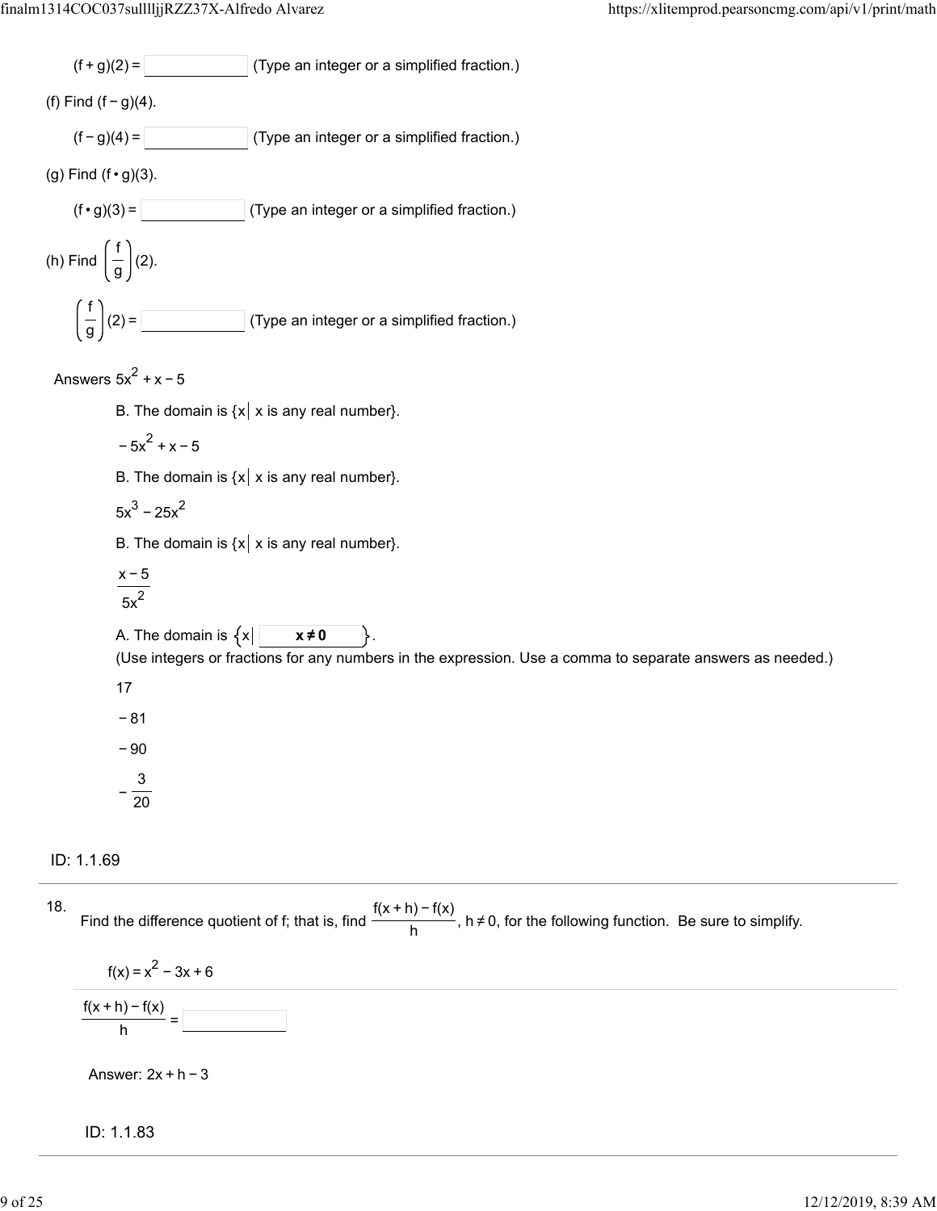$(f + g)(2) =$ ______ (Type an integer or a simplified fraction.)

(f) Find $(f - g)(4)$.

$(f - g)(4) =$ ______ (Type an integer or a simplified fraction.)

(g) Find $(f \cdot g)(3)$.

$(f \cdot g)(3) =$ ______ (Type an integer or a simplified fraction.)

(h) Find $\left(\frac{f}{g}\right)(2)$.

$\left(\frac{f}{g}\right)(2) =$ ______ (Type an integer or a simplified fraction.)

Answers $5x^2 + x - 5$

B. The domain is $\{x \mid x \text{ is any real number}\}$.

$-5x^2 + x - 5$

B. The domain is $\{x \mid x \text{ is any real number}\}$.

$5x^3 - 25x^2$

B. The domain is $\{x \mid x \text{ is any real number}\}$.

$\frac{x - 5}{5x^2}$

A. The domain is $\{x \mid$ **$x \neq 0$** $\}$.

(Use integers or fractions for any numbers in the expression. Use a comma to separate answers as needed.)

17

$-81$

$-90$

$-\frac{3}{20}$

ID: 1.1.69

---

18. Find the difference quotient of f; that is, find $\frac{f(x + h) - f(x)}{h}$, $h \neq 0$, for the following function. Be sure to simplify.

$f(x) = x^2 - 3x + 6$

$\frac{f(x + h) - f(x)}{h} =$ ______

Answer: $2x + h - 3$

ID: 1.1.83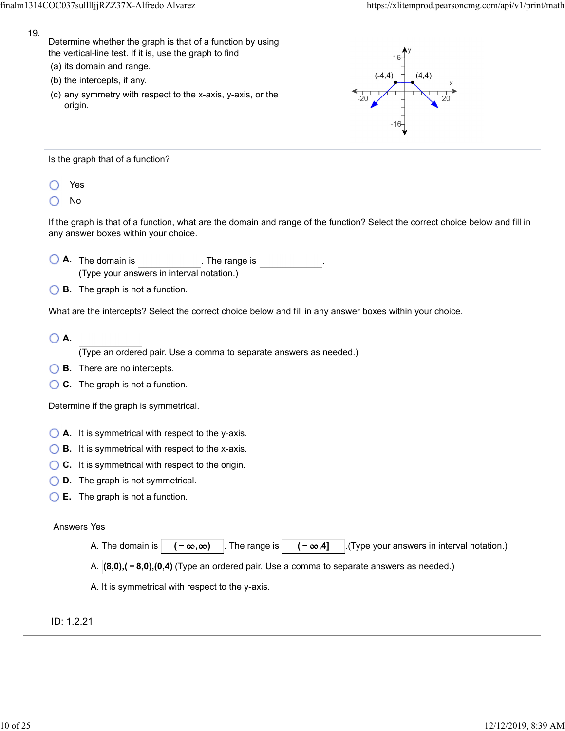19.

Determine whether the graph is that of a function by using the vertical-line test. If it is, use the graph to find

(a) its domain and range.

(b) the intercepts, if any.

(c) any symmetry with respect to the x-axis, y-axis, or the origin.

Is the graph that of a function?

- Yes
- No

If the graph is that of a function, what are the domain and range of the function? Select the correct choice below and fill in any answer boxes within your choice.

- **A.** The domain is ______. The range is ______.
  (Type your answers in interval notation.)
- **B.** The graph is not a function.

What are the intercepts? Select the correct choice below and fill in any answer boxes within your choice.

- **A.** ______
  (Type an ordered pair. Use a comma to separate answers as needed.)
- **B.** There are no intercepts.
- **C.** The graph is not a function.

Determine if the graph is symmetrical.

- **A.** It is symmetrical with respect to the y-axis.
- **B.** It is symmetrical with respect to the x-axis.
- **C.** It is symmetrical with respect to the origin.
- **D.** The graph is not symmetrical.
- **E.** The graph is not a function.

Answers Yes

A. The domain is $(-\infty,\infty)$. The range is $(-\infty,4]$. (Type your answers in interval notation.)

A. $(8,0),(-8,0),(0,4)$ (Type an ordered pair. Use a comma to separate answers as needed.)

A. It is symmetrical with respect to the y-axis.

ID: 1.2.21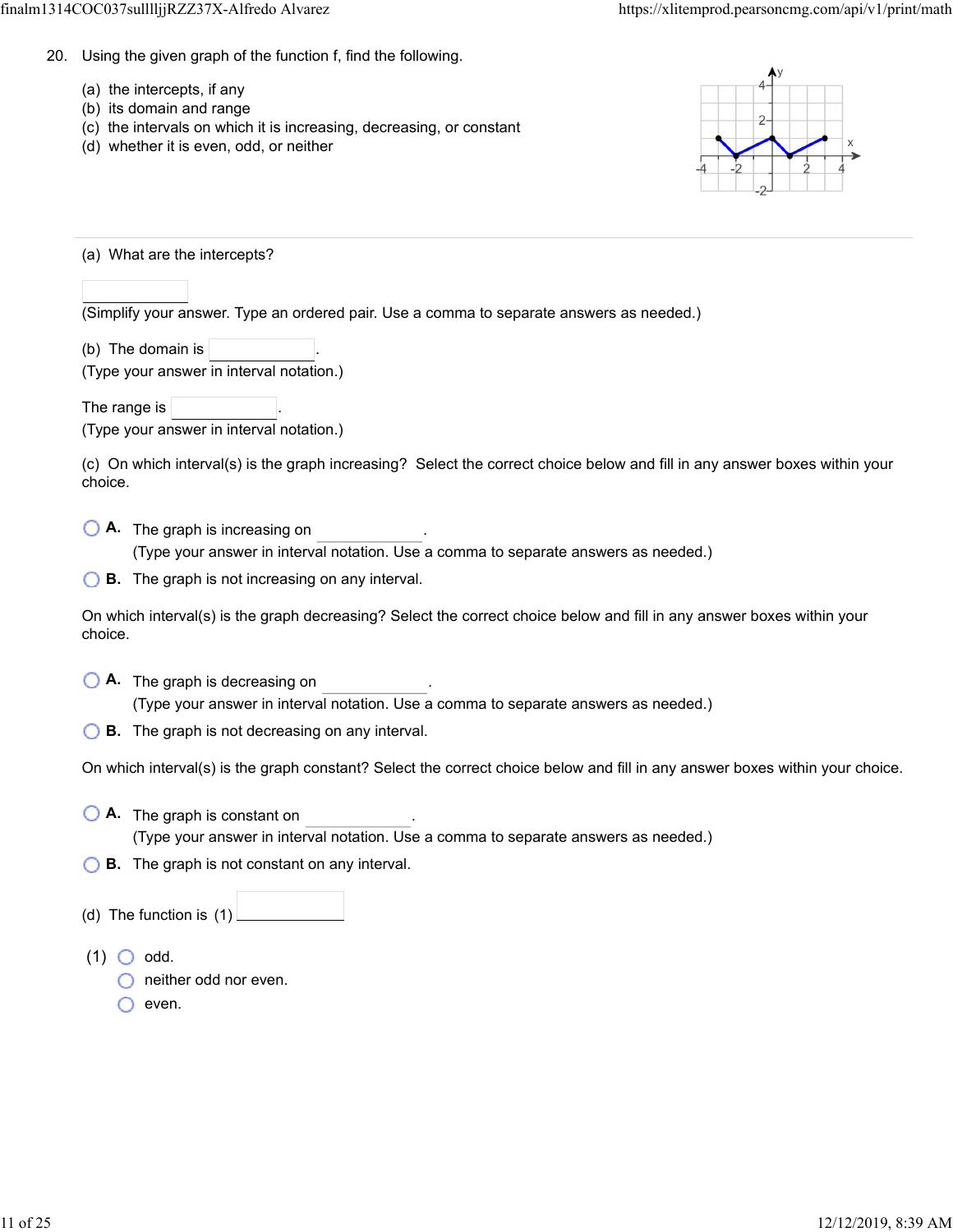20. Using the given graph of the function f, find the following.

(a) the intercepts, if any
(b) its domain and range
(c) the intervals on which it is increasing, decreasing, or constant
(d) whether it is even, odd, or neither

---

(a) What are the intercepts?

[ ]

(Simplify your answer. Type an ordered pair. Use a comma to separate answers as needed.)

(b) The domain is [ ].
(Type your answer in interval notation.)

The range is [ ].
(Type your answer in interval notation.)

(c) On which interval(s) is the graph increasing? Select the correct choice below and fill in any answer boxes within your choice.

- **A.** The graph is increasing on [ ].
  (Type your answer in interval notation. Use a comma to separate answers as needed.)
- **B.** The graph is not increasing on any interval.

On which interval(s) is the graph decreasing? Select the correct choice below and fill in any answer boxes within your choice.

- **A.** The graph is decreasing on [ ].
  (Type your answer in interval notation. Use a comma to separate answers as needed.)
- **B.** The graph is not decreasing on any interval.

On which interval(s) is the graph constant? Select the correct choice below and fill in any answer boxes within your choice.

- **A.** The graph is constant on [ ].
  (Type your answer in interval notation. Use a comma to separate answers as needed.)
- **B.** The graph is not constant on any interval.

(d) The function is (1) [ ]

(1)
- odd.
- neither odd nor even.
- even.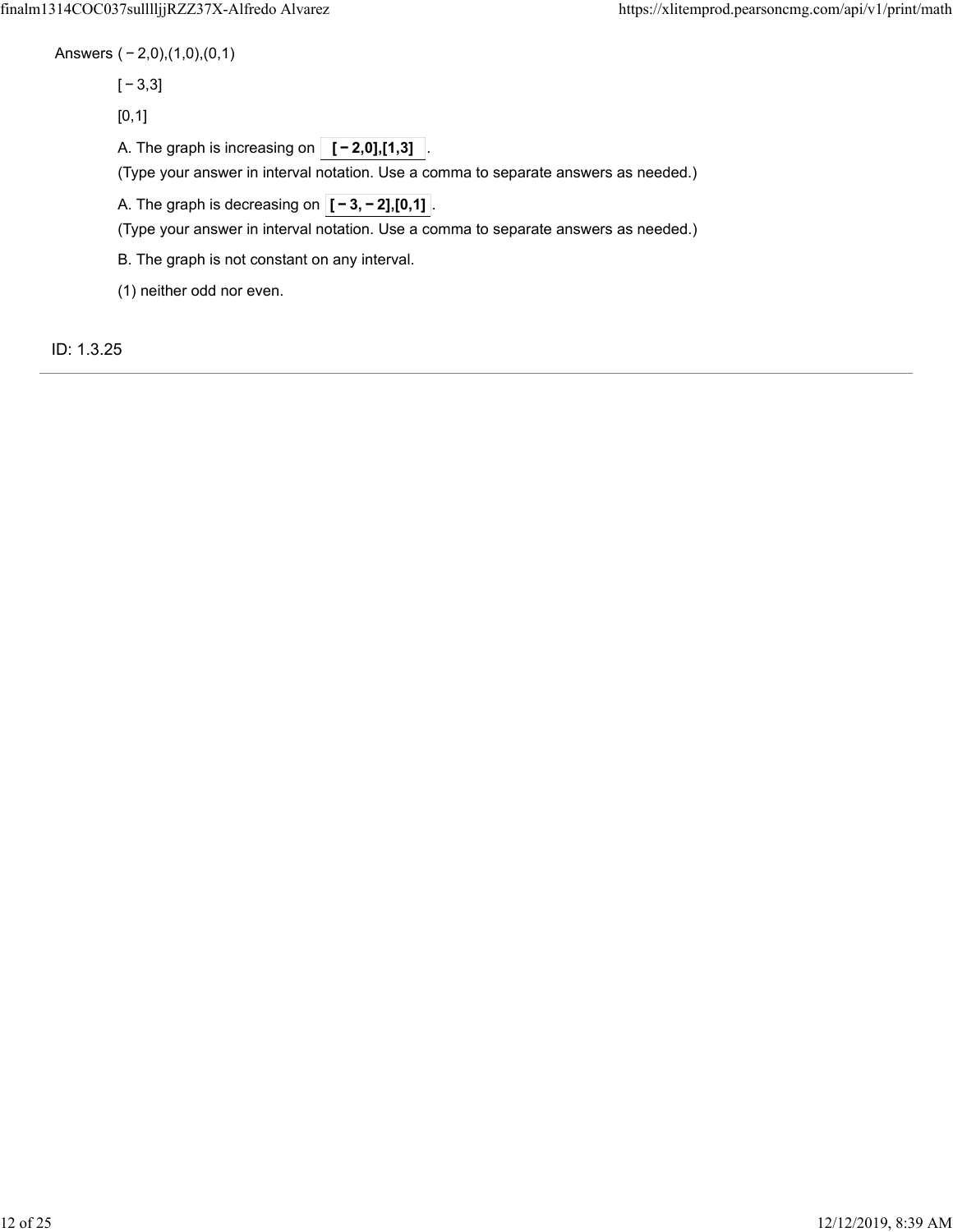Answers $(-2,0),(1,0),(0,1)$

$[-3,3]$

$[0,1]$

A. The graph is increasing on **$[-2,0],[1,3]$** .

(Type your answer in interval notation. Use a comma to separate answers as needed.)

A. The graph is decreasing on **$[-3,-2],[0,1]$** .

(Type your answer in interval notation. Use a comma to separate answers as needed.)

B. The graph is not constant on any interval.

(1) neither odd nor even.

ID: 1.3.25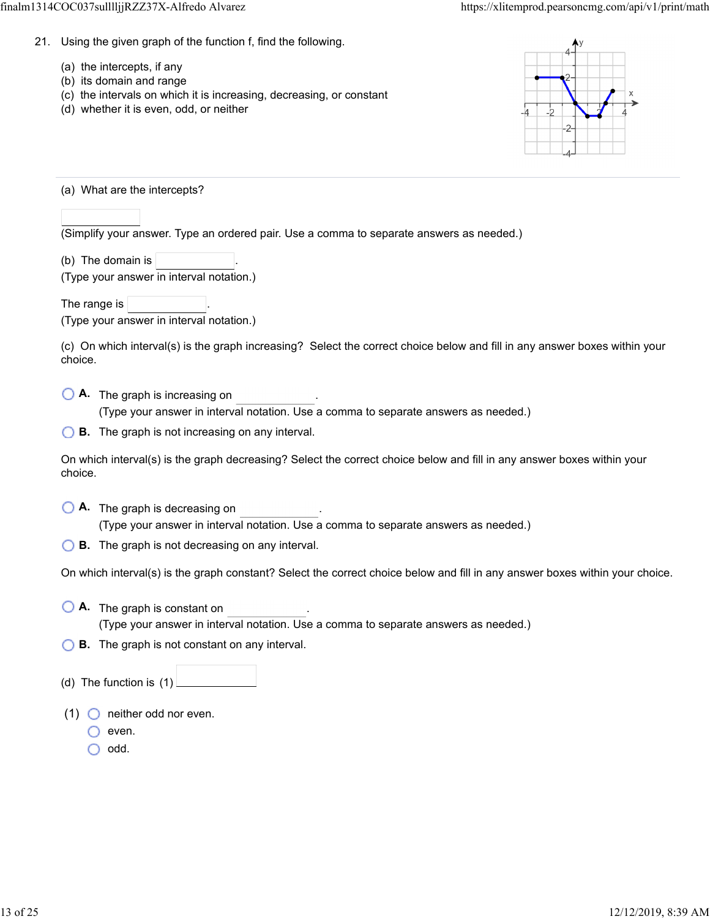21. Using the given graph of the function f, find the following.

(a) the intercepts, if any
(b) its domain and range
(c) the intervals on which it is increasing, decreasing, or constant
(d) whether it is even, odd, or neither

---

(a) What are the intercepts?

\_\_\_\_\_\_\_\_\_\_

(Simplify your answer. Type an ordered pair. Use a comma to separate answers as needed.)

(b) The domain is \_\_\_\_\_\_\_\_\_\_.
(Type your answer in interval notation.)

The range is \_\_\_\_\_\_\_\_\_\_.
(Type your answer in interval notation.)

(c) On which interval(s) is the graph increasing? Select the correct choice below and fill in any answer boxes within your choice.

- **A.** The graph is increasing on \_\_\_\_\_\_\_\_\_\_.
  (Type your answer in interval notation. Use a comma to separate answers as needed.)
- **B.** The graph is not increasing on any interval.

On which interval(s) is the graph decreasing? Select the correct choice below and fill in any answer boxes within your choice.

- **A.** The graph is decreasing on \_\_\_\_\_\_\_\_\_\_.
  (Type your answer in interval notation. Use a comma to separate answers as needed.)
- **B.** The graph is not decreasing on any interval.

On which interval(s) is the graph constant? Select the correct choice below and fill in any answer boxes within your choice.

- **A.** The graph is constant on \_\_\_\_\_\_\_\_\_\_.
  (Type your answer in interval notation. Use a comma to separate answers as needed.)
- **B.** The graph is not constant on any interval.

(d) The function is (1) \_\_\_\_\_\_\_\_\_\_

(1)
- neither odd nor even.
- even.
- odd.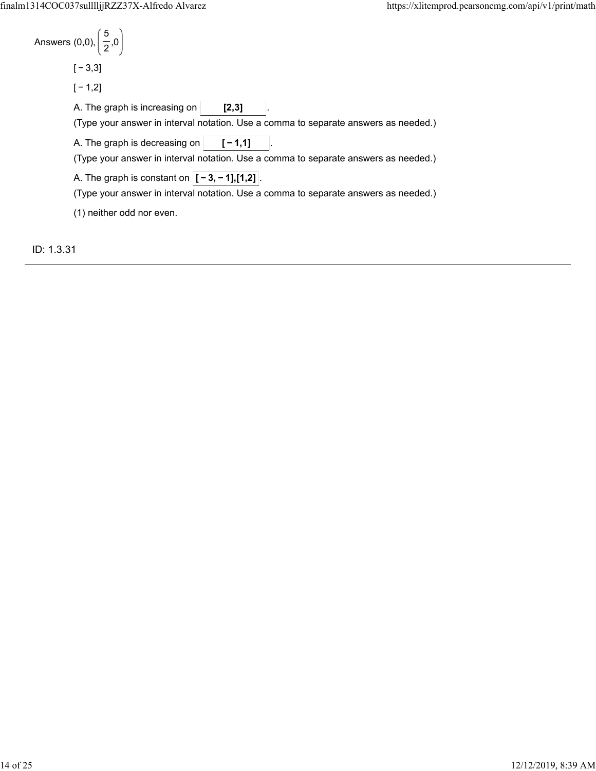Answers $(0,0), \left(\frac{5}{2},0\right)$

$[-3,3]$

$[-1,2]$

A. The graph is increasing on **[2,3]**.

(Type your answer in interval notation. Use a comma to separate answers as needed.)

A. The graph is decreasing on **[−1,1]**.

(Type your answer in interval notation. Use a comma to separate answers as needed.)

A. The graph is constant on **[−3,−1],[1,2]**.

(Type your answer in interval notation. Use a comma to separate answers as needed.)

(1) neither odd nor even.

ID: 1.3.31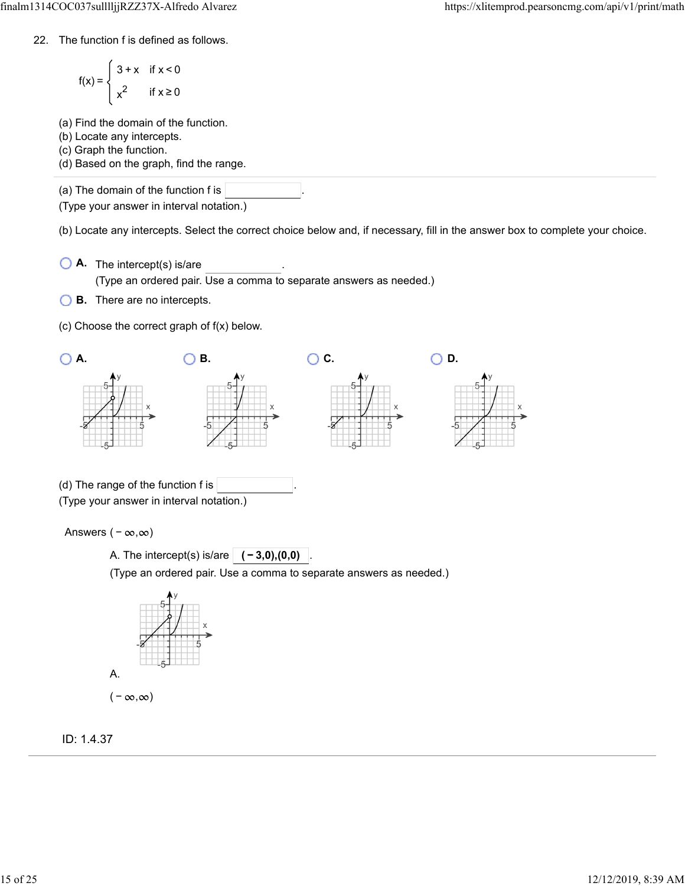22. The function f is defined as follows.

$$f(x) = \begin{cases} 3 + x & \text{if } x < 0 \\ x^2 & \text{if } x \geq 0 \end{cases}$$

(a) Find the domain of the function.
(b) Locate any intercepts.
(c) Graph the function.
(d) Based on the graph, find the range.

(a) The domain of the function f is ______.
(Type your answer in interval notation.)

(b) Locate any intercepts. Select the correct choice below and, if necessary, fill in the answer box to complete your choice.

- **A.** The intercept(s) is/are ______.
  (Type an ordered pair. Use a comma to separate answers as needed.)
- **B.** There are no intercepts.

(c) Choose the correct graph of f(x) below.

**A.** **B.** **C.** **D.**

(d) The range of the function f is ______.
(Type your answer in interval notation.)

Answers $(-\infty, \infty)$

A. The intercept(s) is/are **$(-3,0),(0,0)$**.
(Type an ordered pair. Use a comma to separate answers as needed.)

A.

$(-\infty, \infty)$

ID: 1.4.37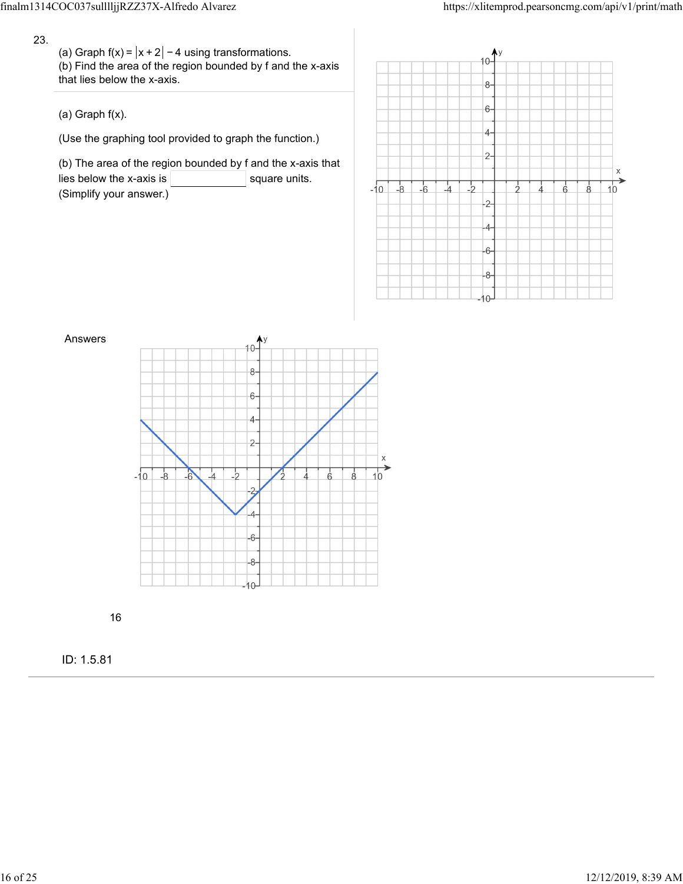23.

(a) Graph $f(x) = |x+2| - 4$ using transformations.
(b) Find the area of the region bounded by f and the x-axis that lies below the x-axis.

(a) Graph f(x).

(Use the graphing tool provided to graph the function.)

(b) The area of the region bounded by f and the x-axis that lies below the x-axis is ________ square units.
(Simplify your answer.)

Answers

16

ID: 1.5.81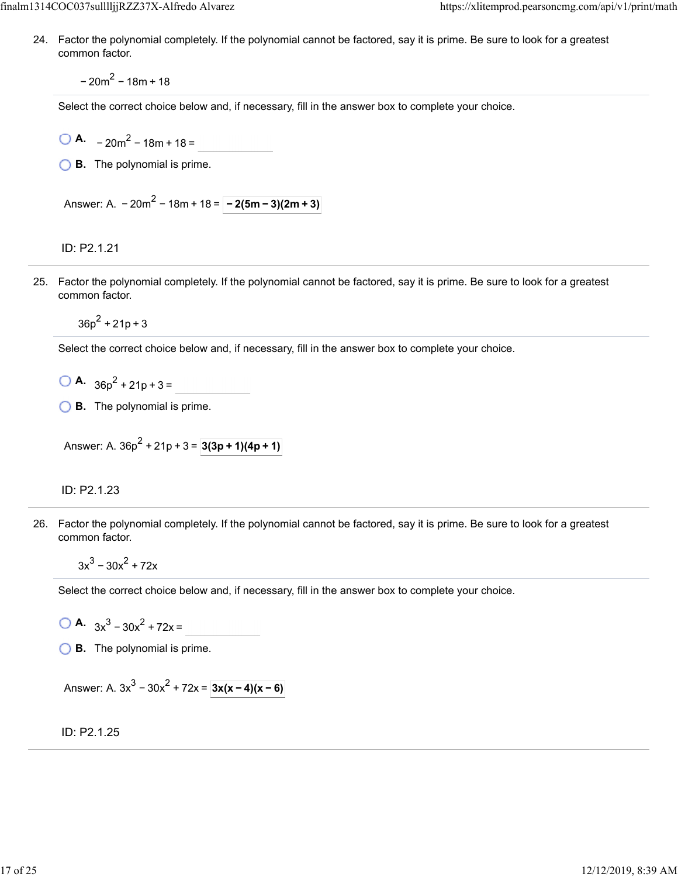24. Factor the polynomial completely. If the polynomial cannot be factored, say it is prime. Be sure to look for a greatest common factor.

$$-20m^2 - 18m + 18$$

Select the correct choice below and, if necessary, fill in the answer box to complete your choice.

A. $-20m^2 - 18m + 18 =$ \_\_\_\_\_\_\_\_

B. The polynomial is prime.

Answer: A. $-20m^2 - 18m + 18 =$ **$-2(5m-3)(2m+3)$**

ID: P2.1.21

---

25. Factor the polynomial completely. If the polynomial cannot be factored, say it is prime. Be sure to look for a greatest common factor.

$$36p^2 + 21p + 3$$

Select the correct choice below and, if necessary, fill in the answer box to complete your choice.

A. $36p^2 + 21p + 3 =$ \_\_\_\_\_\_\_\_

B. The polynomial is prime.

Answer: A. $36p^2 + 21p + 3 =$ **$3(3p+1)(4p+1)$**

ID: P2.1.23

---

26. Factor the polynomial completely. If the polynomial cannot be factored, say it is prime. Be sure to look for a greatest common factor.

$$3x^3 - 30x^2 + 72x$$

Select the correct choice below and, if necessary, fill in the answer box to complete your choice.

A. $3x^3 - 30x^2 + 72x =$ \_\_\_\_\_\_\_\_

B. The polynomial is prime.

Answer: A. $3x^3 - 30x^2 + 72x =$ **$3x(x-4)(x-6)$**

ID: P2.1.25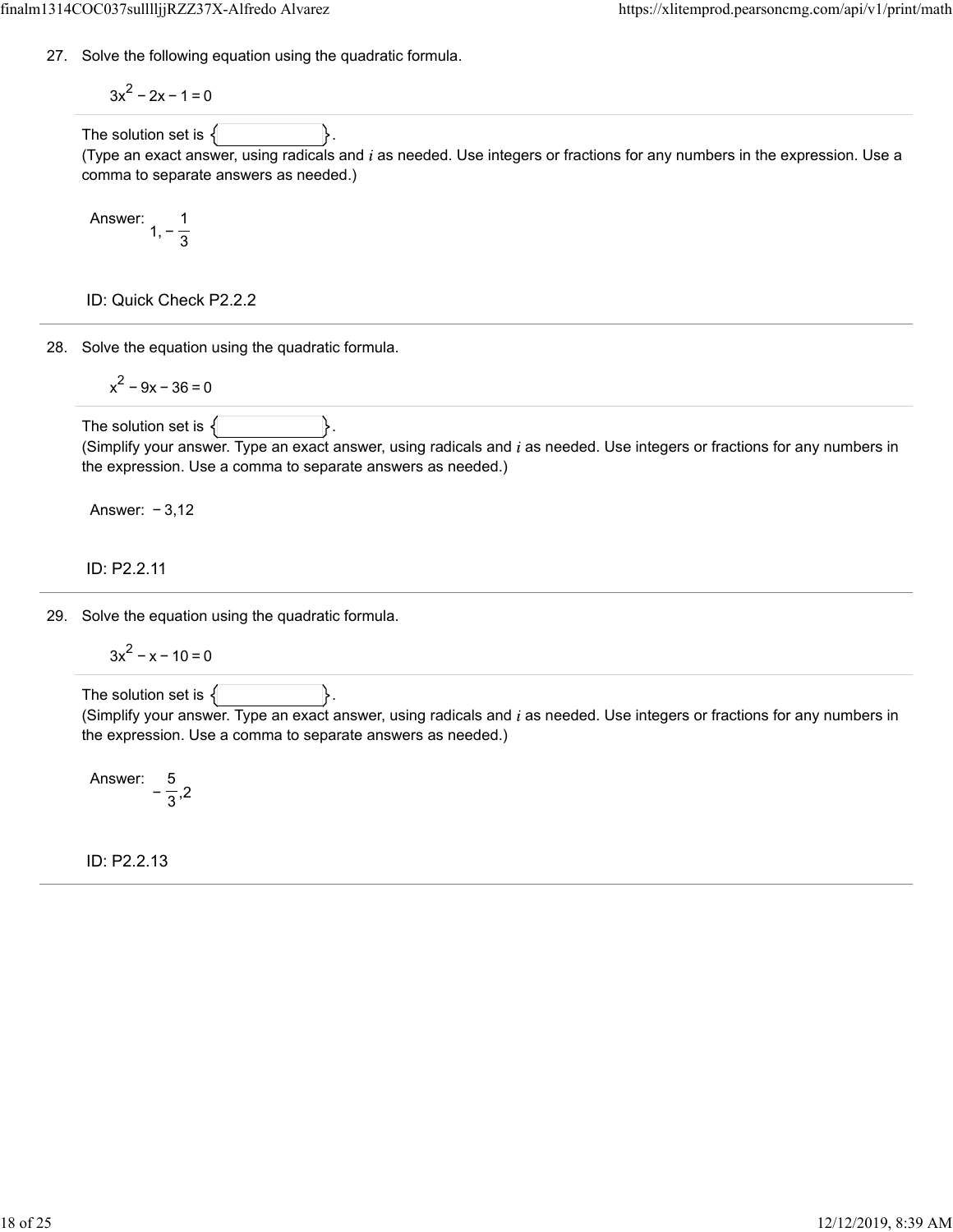27. Solve the following equation using the quadratic formula.

$$3x^2 - 2x - 1 = 0$$

The solution set is $\{\quad\}$.
(Type an exact answer, using radicals and $i$ as needed. Use integers or fractions for any numbers in the expression. Use a comma to separate answers as needed.)

Answer: $1, -\frac{1}{3}$

ID: Quick Check P2.2.2

---

28. Solve the equation using the quadratic formula.

$$x^2 - 9x - 36 = 0$$

The solution set is $\{\quad\}$.
(Simplify your answer. Type an exact answer, using radicals and $i$ as needed. Use integers or fractions for any numbers in the expression. Use a comma to separate answers as needed.)

Answer: $-3,12$

ID: P2.2.11

---

29. Solve the equation using the quadratic formula.

$$3x^2 - x - 10 = 0$$

The solution set is $\{\quad\}$.
(Simplify your answer. Type an exact answer, using radicals and $i$ as needed. Use integers or fractions for any numbers in the expression. Use a comma to separate answers as needed.)

Answer: $-\frac{5}{3},2$

ID: P2.2.13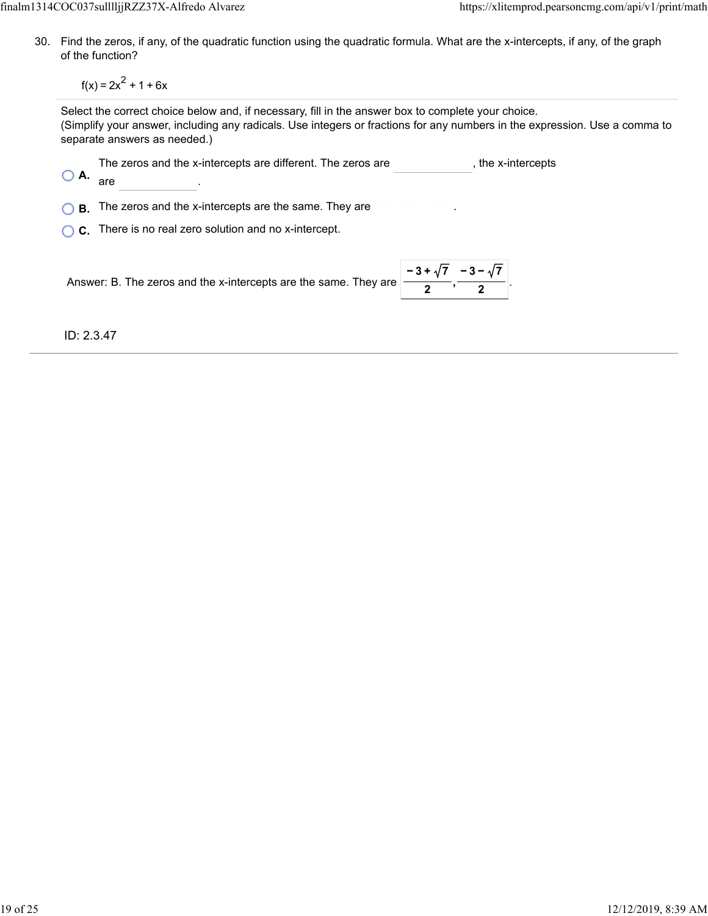30. Find the zeros, if any, of the quadratic function using the quadratic formula. What are the x-intercepts, if any, of the graph of the function?

$$f(x) = 2x^2 + 1 + 6x$$

Select the correct choice below and, if necessary, fill in the answer box to complete your choice.
(Simplify your answer, including any radicals. Use integers or fractions for any numbers in the expression. Use a comma to separate answers as needed.)

- **A.** The zeros and the x-intercepts are different. The zeros are \_\_\_\_\_\_, the x-intercepts are \_\_\_\_\_\_.
- **B.** The zeros and the x-intercepts are the same. They are \_\_\_\_\_\_.
- **C.** There is no real zero solution and no x-intercept.

Answer: B. The zeros and the x-intercepts are the same. They are $\frac{-3+\sqrt{7}}{2}, \frac{-3-\sqrt{7}}{2}$.

ID: 2.3.47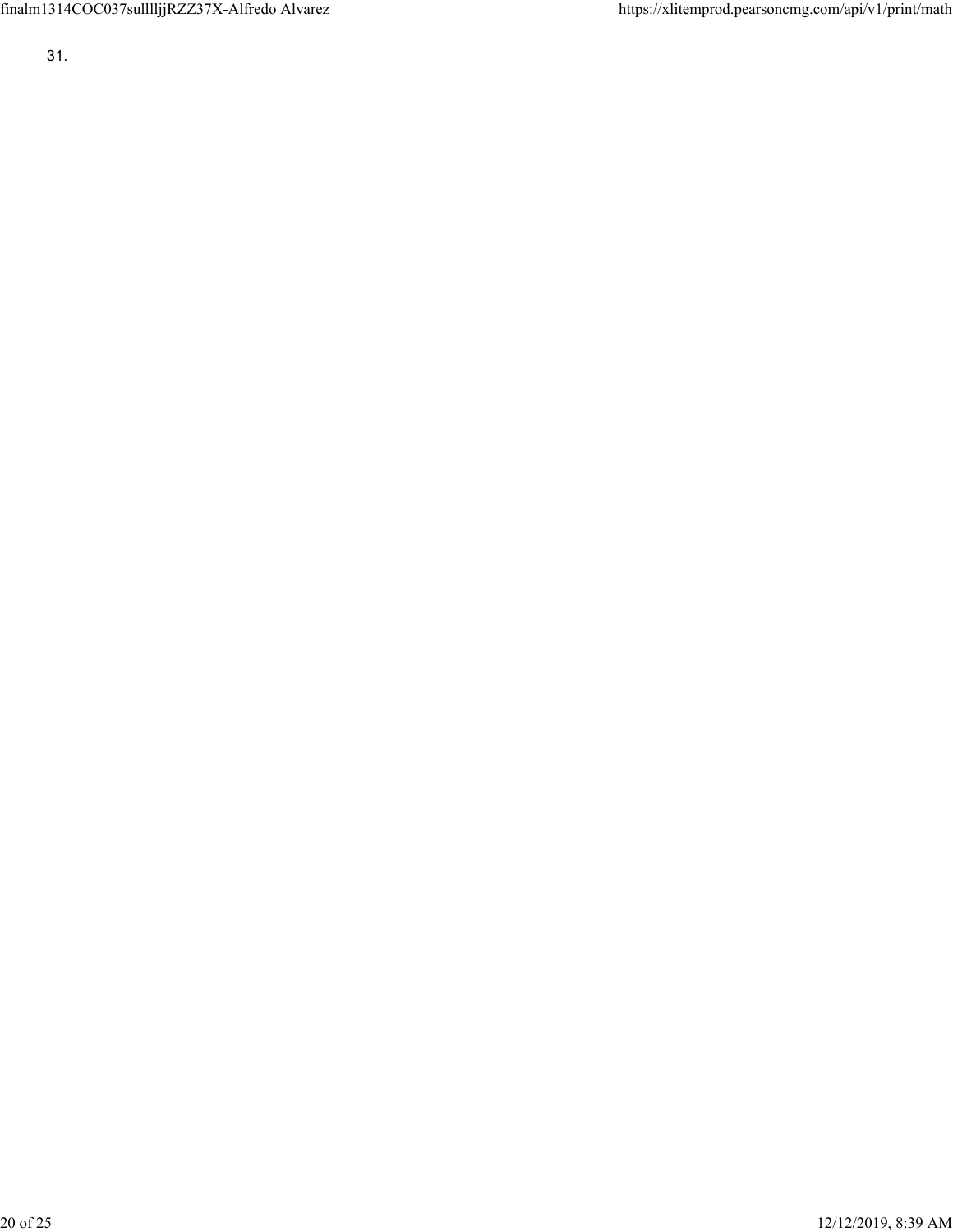31.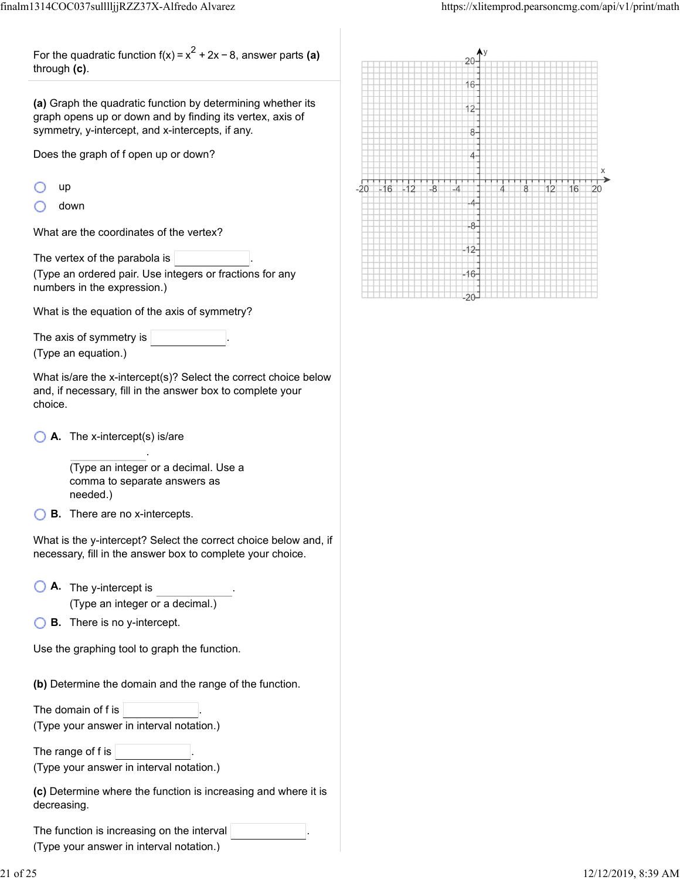For the quadratic function $f(x) = x^2 + 2x - 8$, answer parts **(a)** through **(c)**.

**(a)** Graph the quadratic function by determining whether its graph opens up or down and by finding its vertex, axis of symmetry, y-intercept, and x-intercepts, if any.

Does the graph of f open up or down?

- up
- down

What are the coordinates of the vertex?

The vertex of the parabola is \_\_\_\_\_\_\_\_\_\_.
(Type an ordered pair. Use integers or fractions for any numbers in the expression.)

What is the equation of the axis of symmetry?

The axis of symmetry is \_\_\_\_\_\_\_\_\_\_.
(Type an equation.)

What is/are the x-intercept(s)? Select the correct choice below and, if necessary, fill in the answer box to complete your choice.

- **A.** The x-intercept(s) is/are \_\_\_\_\_\_\_\_\_\_.
  (Type an integer or a decimal. Use a comma to separate answers as needed.)
- **B.** There are no x-intercepts.

What is the y-intercept? Select the correct choice below and, if necessary, fill in the answer box to complete your choice.

- **A.** The y-intercept is \_\_\_\_\_\_\_\_\_\_.
  (Type an integer or a decimal.)
- **B.** There is no y-intercept.

Use the graphing tool to graph the function.

**(b)** Determine the domain and the range of the function.

The domain of f is \_\_\_\_\_\_\_\_\_\_.
(Type your answer in interval notation.)

The range of f is \_\_\_\_\_\_\_\_\_\_.
(Type your answer in interval notation.)

**(c)** Determine where the function is increasing and where it is decreasing.

The function is increasing on the interval \_\_\_\_\_\_\_\_\_\_.
(Type your answer in interval notation.)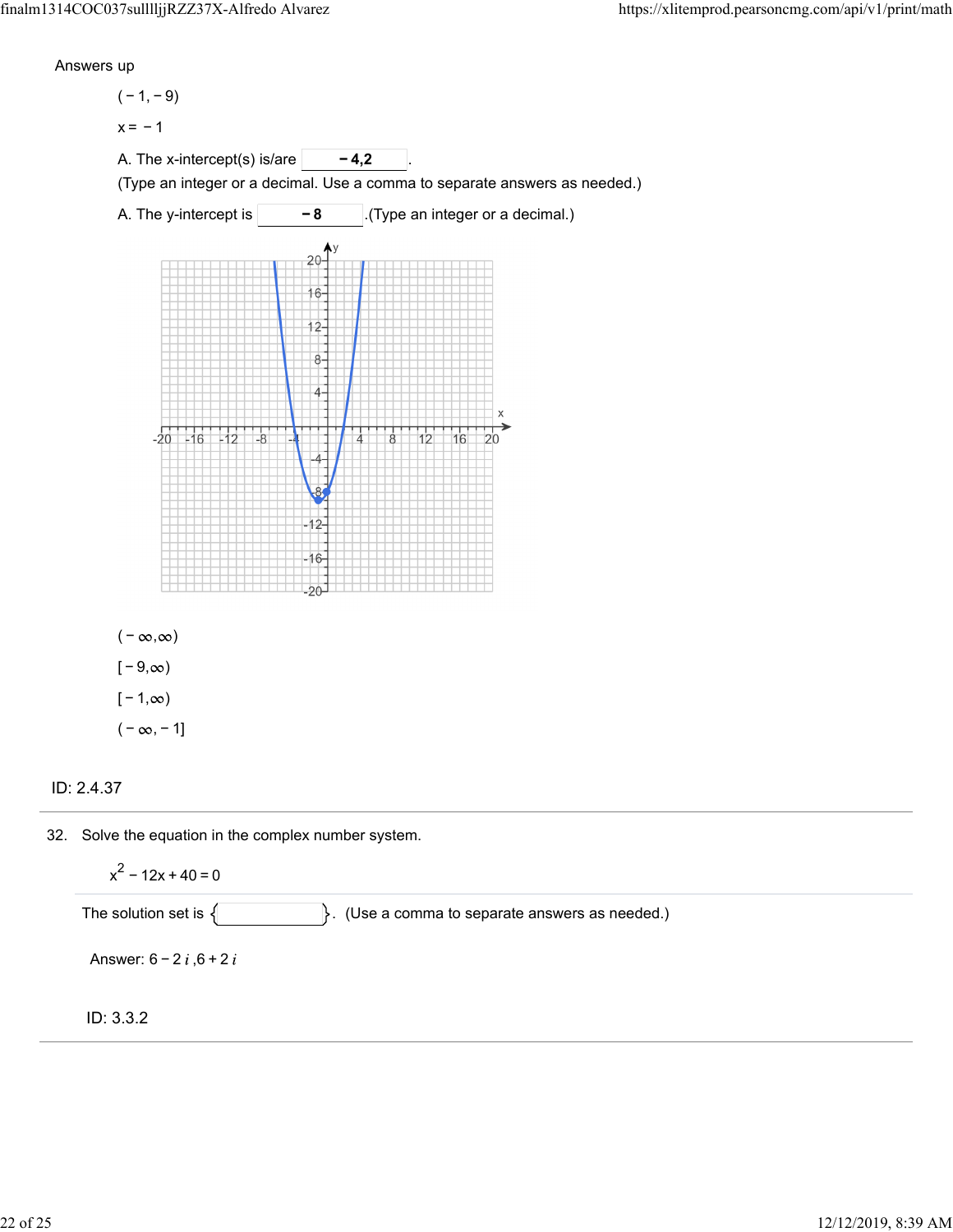Answers up

$(-1,-9)$

$x = -1$

A. The x-intercept(s) is/are **$-4,2$**.
(Type an integer or a decimal. Use a comma to separate answers as needed.)

A. The y-intercept is **$-8$**.(Type an integer or a decimal.)

$(-\infty,\infty)$

$[-9,\infty)$

$[-1,\infty)$

$(-\infty,-1]$

ID: 2.4.37

---

32. Solve the equation in the complex number system.

$$x^2 - 12x + 40 = 0$$

The solution set is { }. (Use a comma to separate answers as needed.)

Answer: $6-2i, 6+2i$

ID: 3.3.2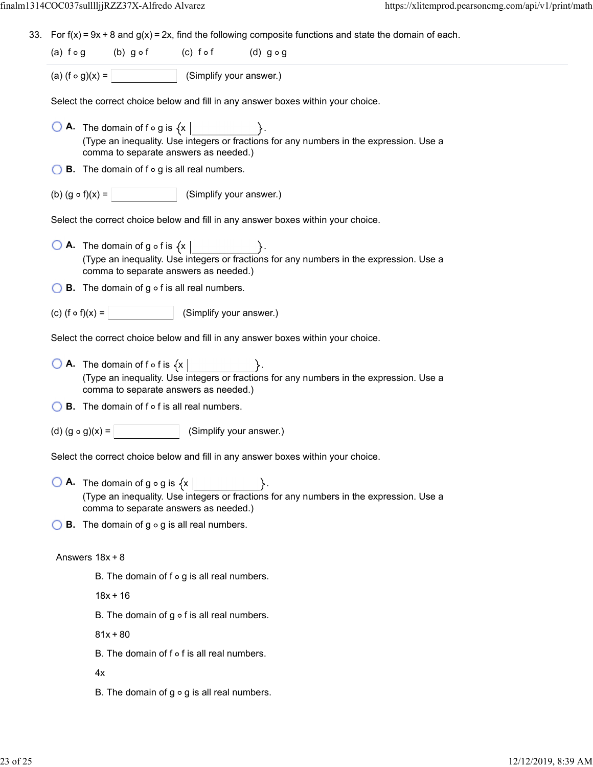33. For $f(x) = 9x + 8$ and $g(x) = 2x$, find the following composite functions and state the domain of each.

(a) $f \circ g$ (b) $g \circ f$ (c) $f \circ f$ (d) $g \circ g$

---

(a) $(f \circ g)(x) =$ ______ (Simplify your answer.)

Select the correct choice below and fill in any answer boxes within your choice.

- **A.** The domain of $f \circ g$ is $\{x \mid$ ______ $\}$.
  (Type an inequality. Use integers or fractions for any numbers in the expression. Use a comma to separate answers as needed.)
- **B.** The domain of $f \circ g$ is all real numbers.

(b) $(g \circ f)(x) =$ ______ (Simplify your answer.)

Select the correct choice below and fill in any answer boxes within your choice.

- **A.** The domain of $g \circ f$ is $\{x \mid$ ______ $\}$.
  (Type an inequality. Use integers or fractions for any numbers in the expression. Use a comma to separate answers as needed.)
- **B.** The domain of $g \circ f$ is all real numbers.

(c) $(f \circ f)(x) =$ ______ (Simplify your answer.)

Select the correct choice below and fill in any answer boxes within your choice.

- **A.** The domain of $f \circ f$ is $\{x \mid$ ______ $\}$.
  (Type an inequality. Use integers or fractions for any numbers in the expression. Use a comma to separate answers as needed.)
- **B.** The domain of $f \circ f$ is all real numbers.

(d) $(g \circ g)(x) =$ ______ (Simplify your answer.)

Select the correct choice below and fill in any answer boxes within your choice.

- **A.** The domain of $g \circ g$ is $\{x \mid$ ______ $\}$.
  (Type an inequality. Use integers or fractions for any numbers in the expression. Use a comma to separate answers as needed.)
- **B.** The domain of $g \circ g$ is all real numbers.

Answers $18x + 8$

B. The domain of $f \circ g$ is all real numbers.

$18x + 16$

B. The domain of $g \circ f$ is all real numbers.

$81x + 80$

B. The domain of $f \circ f$ is all real numbers.

$4x$

B. The domain of $g \circ g$ is all real numbers.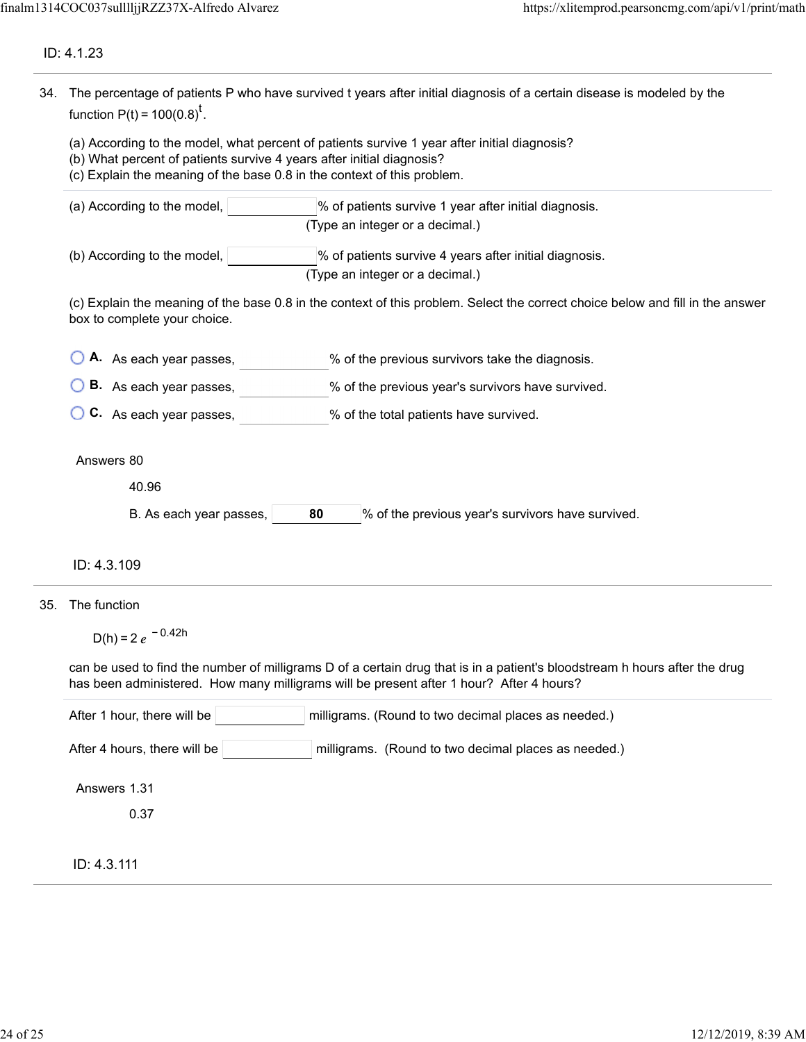ID: 4.1.23

34. The percentage of patients P who have survived t years after initial diagnosis of a certain disease is modeled by the function $P(t) = 100(0.8)^t$.

(a) According to the model, what percent of patients survive 1 year after initial diagnosis?
(b) What percent of patients survive 4 years after initial diagnosis?
(c) Explain the meaning of the base 0.8 in the context of this problem.

(a) According to the model, ______ % of patients survive 1 year after initial diagnosis.
(Type an integer or a decimal.)

(b) According to the model, ______ % of patients survive 4 years after initial diagnosis.
(Type an integer or a decimal.)

(c) Explain the meaning of the base 0.8 in the context of this problem. Select the correct choice below and fill in the answer box to complete your choice.

- **A.** As each year passes, ______ % of the previous survivors take the diagnosis.
- **B.** As each year passes, ______ % of the previous year's survivors have survived.
- **C.** As each year passes, ______ % of the total patients have survived.

Answers 80

40.96

B. As each year passes, **80** % of the previous year's survivors have survived.

ID: 4.3.109

35. The function

$$D(h) = 2e^{-0.42h}$$

can be used to find the number of milligrams D of a certain drug that is in a patient's bloodstream h hours after the drug has been administered. How many milligrams will be present after 1 hour? After 4 hours?

After 1 hour, there will be ______ milligrams. (Round to two decimal places as needed.)

After 4 hours, there will be ______ milligrams. (Round to two decimal places as needed.)

Answers 1.31

0.37

ID: 4.3.111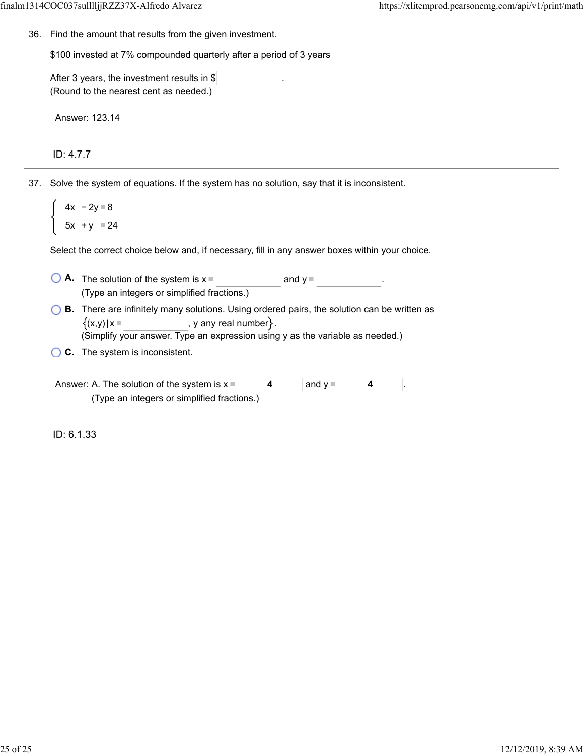36. Find the amount that results from the given investment.

$100 invested at 7% compounded quarterly after a period of 3 years

After 3 years, the investment results in $ ________.
(Round to the nearest cent as needed.)

Answer: 123.14

ID: 4.7.7

---

37. Solve the system of equations. If the system has no solution, say that it is inconsistent.

$$\begin{cases} 4x - 2y = 8 \\ 5x + y = 24 \end{cases}$$

Select the correct choice below and, if necessary, fill in any answer boxes within your choice.

- **A.** The solution of the system is x = ________ and y = ________.
  (Type an integers or simplified fractions.)
- **B.** There are infinitely many solutions. Using ordered pairs, the solution can be written as $\{(x,y) \mid x =$ ________, y any real number$\}$.
  (Simplify your answer. Type an expression using y as the variable as needed.)
- **C.** The system is inconsistent.

Answer: A. The solution of the system is x = **4** and y = **4**.
(Type an integers or simplified fractions.)

ID: 6.1.33